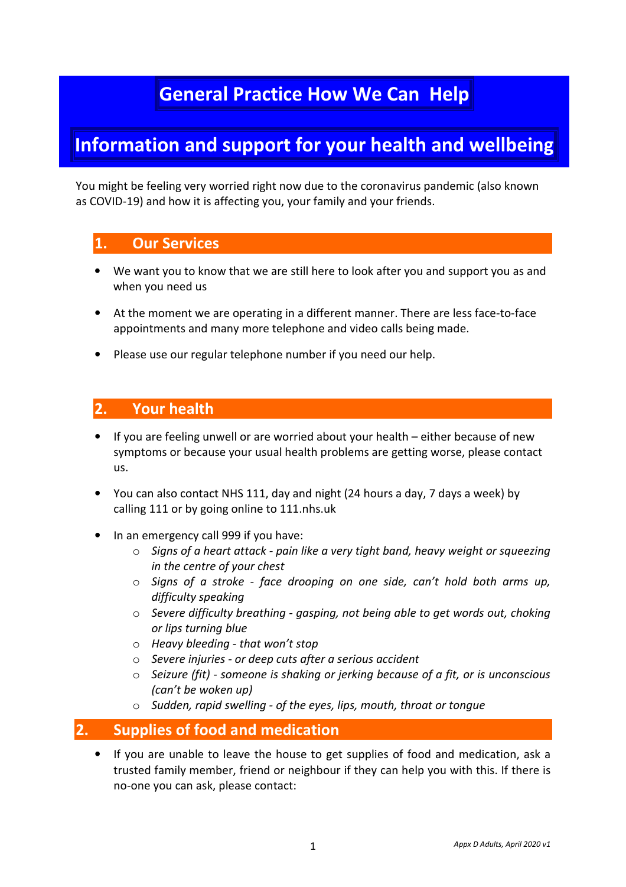# General Practice How We Can Help

## Information and support for your health and wellbeing

You might be feeling very worried right now due to the coronavirus pandemic (also known as COVID-19) and how it is affecting you, your family and your friends.

## 1. Our Services

- We want you to know that we are still here to look after you and support you as and when you need us
- At the moment we are operating in a different manner. There are less face-to-face appointments and many more telephone and video calls being made.
- Please use our regular telephone number if you need our help.

## 2. Your health

- If you are feeling unwell or are worried about your health – either because of new symptoms or because your usual health problems are getting worse, please contact us.
- You can also contact NHS 111, day and night (24 hours a day, 7 days a week) by calling 111 or by going online to 111.nhs.uk
- In an emergency call 999 if you have:
  - *Signs of a heart attack - pain like a very tight band, heavy weight or squeezing in the centre of your chest*
  - *Signs of a stroke - face drooping on one side, can't hold both arms up, difficulty speaking*
  - *Severe difficulty breathing - gasping, not being able to get words out, choking or lips turning blue*
  - *Heavy bleeding - that won't stop*
  - *Severe injuries - or deep cuts after a serious accident*
  - *Seizure (fit) - someone is shaking or jerking because of a fit, or is unconscious (can't be woken up)*
  - *Sudden, rapid swelling - of the eyes, lips, mouth, throat or tongue*

## 2. Supplies of food and medication

- If you are unable to leave the house to get supplies of food and medication, ask a trusted family member, friend or neighbour if they can help you with this. If there is no-one you can ask, please contact: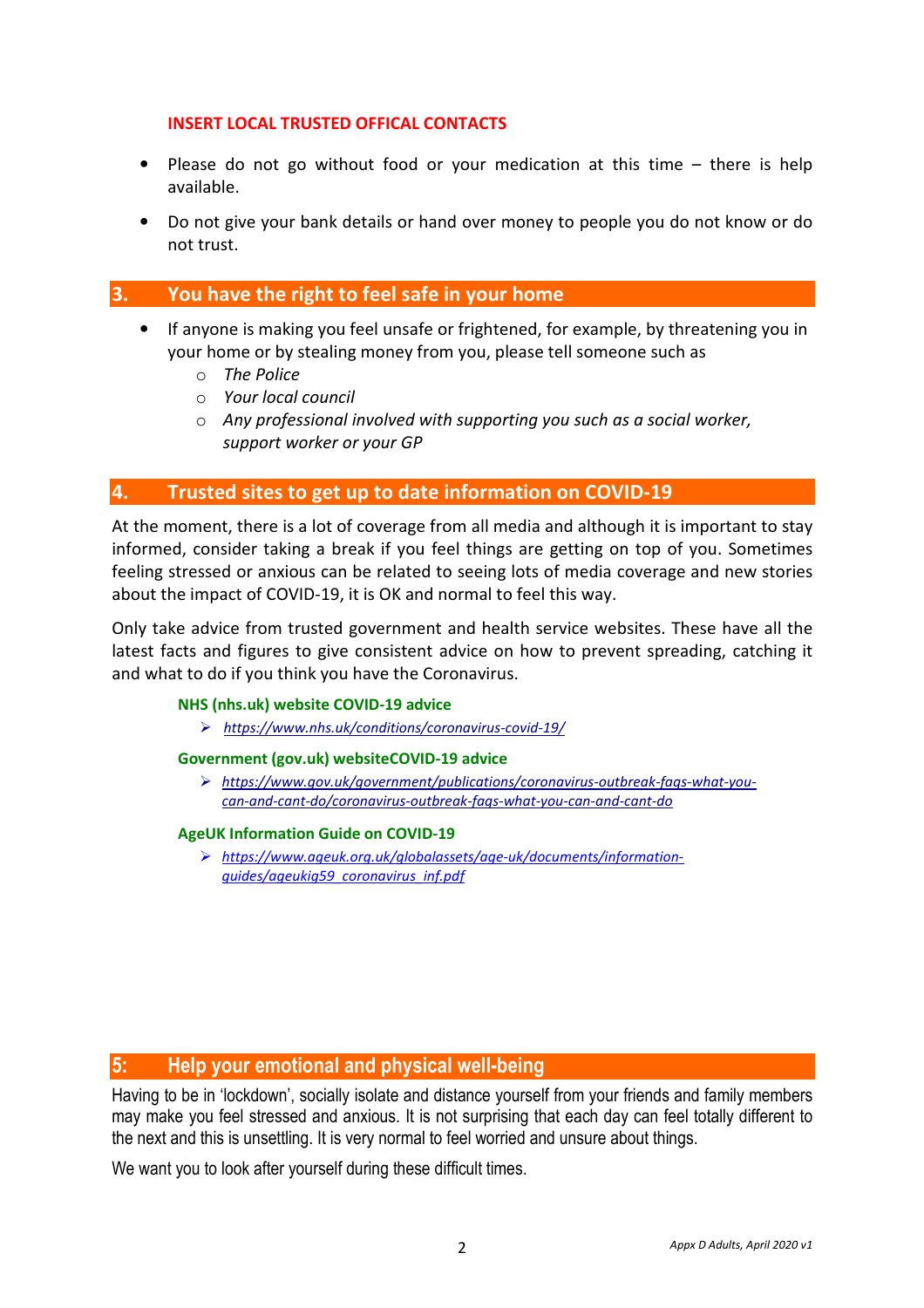**INSERT LOCAL TRUSTED OFFICAL CONTACTS**

- Please do not go without food or your medication at this time – there is help available.
- Do not give your bank details or hand over money to people you do not know or do not trust.

## 3. You have the right to feel safe in your home

- If anyone is making you feel unsafe or frightened, for example, by threatening you in your home or by stealing money from you, please tell someone such as
  - *The Police*
  - *Your local council*
  - *Any professional involved with supporting you such as a social worker, support worker or your GP*

## 4. Trusted sites to get up to date information on COVID-19

At the moment, there is a lot of coverage from all media and although it is important to stay informed, consider taking a break if you feel things are getting on top of you. Sometimes feeling stressed or anxious can be related to seeing lots of media coverage and new stories about the impact of COVID-19, it is OK and normal to feel this way.

Only take advice from trusted government and health service websites. These have all the latest facts and figures to give consistent advice on how to prevent spreading, catching it and what to do if you think you have the Coronavirus.

**NHS (nhs.uk) website COVID-19 advice**

- *https://www.nhs.uk/conditions/coronavirus-covid-19/*

**Government (gov.uk) websiteCOVID-19 advice**

- *https://www.gov.uk/government/publications/coronavirus-outbreak-faqs-what-you-can-and-cant-do/coronavirus-outbreak-faqs-what-you-can-and-cant-do*

**AgeUK Information Guide on COVID-19**

- *https://www.ageuk.org.uk/globalassets/age-uk/documents/information-guides/ageukig59_coronavirus_inf.pdf*

## 5: Help your emotional and physical well-being

Having to be in 'lockdown', socially isolate and distance yourself from your friends and family members may make you feel stressed and anxious. It is not surprising that each day can feel totally different to the next and this is unsettling. It is very normal to feel worried and unsure about things.

We want you to look after yourself during these difficult times.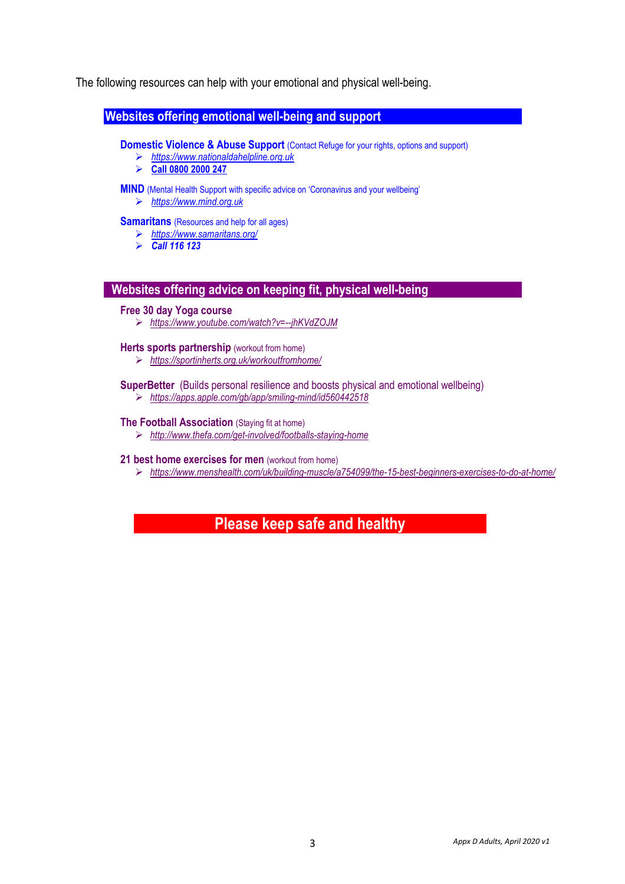The following resources can help with your emotional and physical well-being.

## Websites offering emotional well-being and support

**Domestic Violence & Abuse Support** (Contact Refuge for your rights, options and support)

- *https://www.nationaldahelpline.org.uk*
- **Call 0800 2000 247**

**MIND** (Mental Health Support with specific advice on 'Coronavirus and your wellbeing'

- *https://www.mind.org.uk*

**Samaritans** (Resources and help for all ages)

- *https://www.samaritans.org/*
- ***Call 116 123***

## Websites offering advice on keeping fit, physical well-being

**Free 30 day Yoga course**

- *https://www.youtube.com/watch?v=--jhKVdZOJM*

**Herts sports partnership** (workout from home)

- *https://sportinherts.org.uk/workoutfromhome/*

**SuperBetter** (Builds personal resilience and boosts physical and emotional wellbeing)

- *https://apps.apple.com/gb/app/smiling-mind/id560442518*

**The Football Association** (Staying fit at home)

- *http://www.thefa.com/get-involved/footballs-staying-home*

**21 best home exercises for men** (workout from home)

- *https://www.menshealth.com/uk/building-muscle/a754099/the-15-best-beginners-exercises-to-do-at-home/*

**Please keep safe and healthy**